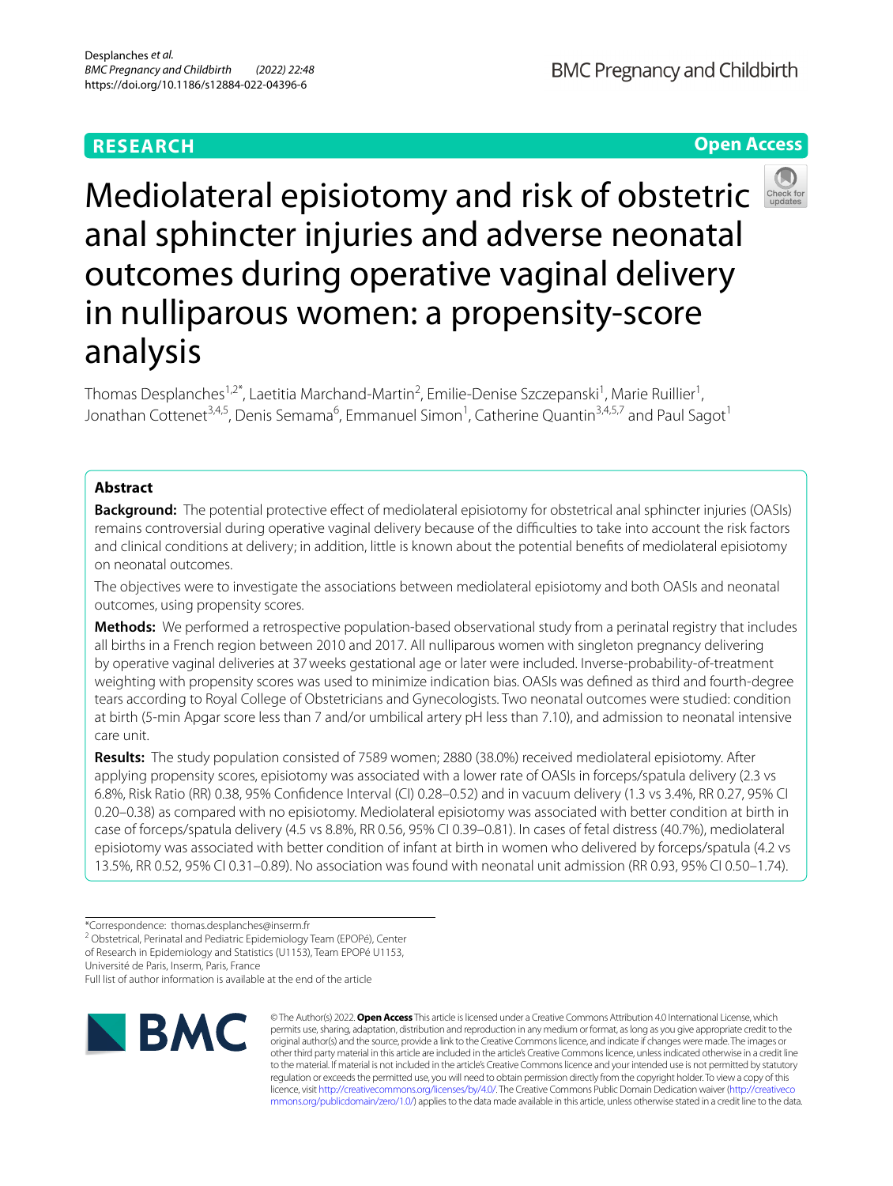RESEARCH

Open Access

# Mediolateral episiotomy and risk of obstetric anal sphincter injuries and adverse neonatal outcomes during operative vaginal delivery in nulliparous women: a propensity-score analysis

Thomas Desplanches[1,2*], Laetitia Marchand-Martin[2], Emilie-Denise Szczepanski[1], Marie Ruillier[1], Jonathan Cottenet[3,4,5], Denis Semama[6], Emmanuel Simon[1], Catherine Quantin[3,4,5,7] and Paul Sagot[1]

## Abstract

**Background:** The potential protective effect of mediolateral episiotomy for obstetrical anal sphincter injuries (OASIs) remains controversial during operative vaginal delivery because of the difficulties to take into account the risk factors and clinical conditions at delivery; in addition, little is known about the potential benefits of mediolateral episiotomy on neonatal outcomes.

The objectives were to investigate the associations between mediolateral episiotomy and both OASIs and neonatal outcomes, using propensity scores.

**Methods:** We performed a retrospective population-based observational study from a perinatal registry that includes all births in a French region between 2010 and 2017. All nulliparous women with singleton pregnancy delivering by operative vaginal deliveries at 37 weeks gestational age or later were included. Inverse-probability-of-treatment weighting with propensity scores was used to minimize indication bias. OASIs was defined as third and fourth-degree tears according to Royal College of Obstetricians and Gynecologists. Two neonatal outcomes were studied: condition at birth (5-min Apgar score less than 7 and/or umbilical artery pH less than 7.10), and admission to neonatal intensive care unit.

**Results:** The study population consisted of 7589 women; 2880 (38.0%) received mediolateral episiotomy. After applying propensity scores, episiotomy was associated with a lower rate of OASIs in forceps/spatula delivery (2.3 vs 6.8%, Risk Ratio (RR) 0.38, 95% Confidence Interval (CI) 0.28–0.52) and in vacuum delivery (1.3 vs 3.4%, RR 0.27, 95% CI 0.20–0.38) as compared with no episiotomy. Mediolateral episiotomy was associated with better condition at birth in case of forceps/spatula delivery (4.5 vs 8.8%, RR 0.56, 95% CI 0.39–0.81). In cases of fetal distress (40.7%), mediolateral episiotomy was associated with better condition of infant at birth in women who delivered by forceps/spatula (4.2 vs 13.5%, RR 0.52, 95% CI 0.31–0.89). No association was found with neonatal unit admission (RR 0.93, 95% CI 0.50–1.74).

*Correspondence: thomas.desplanches@inserm.fr
[2] Obstetrical, Perinatal and Pediatric Epidemiology Team (EPOPé), Center of Research in Epidemiology and Statistics (U1153), Team EPOPé U1153, Université de Paris, Inserm, Paris, France
Full list of author information is available at the end of the article

© The Author(s) 2022. **Open Access** This article is licensed under a Creative Commons Attribution 4.0 International License, which permits use, sharing, adaptation, distribution and reproduction in any medium or format, as long as you give appropriate credit to the original author(s) and the source, provide a link to the Creative Commons licence, and indicate if changes were made. The images or other third party material in this article are included in the article's Creative Commons licence, unless indicated otherwise in a credit line to the material. If material is not included in the article's Creative Commons licence and your intended use is not permitted by statutory regulation or exceeds the permitted use, you will need to obtain permission directly from the copyright holder. To view a copy of this licence, visit http://creativecommons.org/licenses/by/4.0/. The Creative Commons Public Domain Dedication waiver (http://creativecommons.org/publicdomain/zero/1.0/) applies to the data made available in this article, unless otherwise stated in a credit line to the data.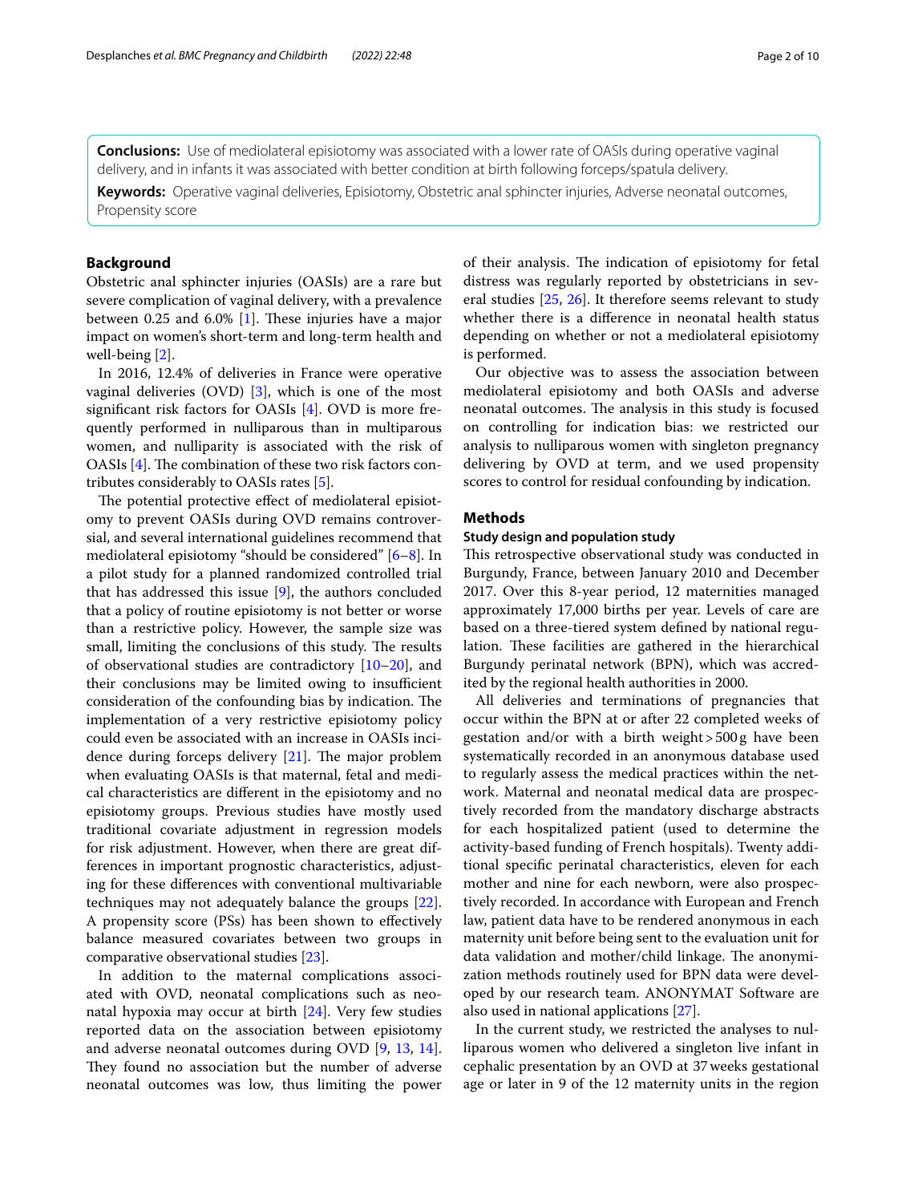**Conclusions:** Use of mediolateral episiotomy was associated with a lower rate of OASIs during operative vaginal delivery, and in infants it was associated with better condition at birth following forceps/spatula delivery.

**Keywords:** Operative vaginal deliveries, Episiotomy, Obstetric anal sphincter injuries, Adverse neonatal outcomes, Propensity score

## Background

Obstetric anal sphincter injuries (OASIs) are a rare but severe complication of vaginal delivery, with a prevalence between 0.25 and 6.0% [1]. These injuries have a major impact on women's short-term and long-term health and well-being [2].

In 2016, 12.4% of deliveries in France were operative vaginal deliveries (OVD) [3], which is one of the most significant risk factors for OASIs [4]. OVD is more frequently performed in nulliparous than in multiparous women, and nulliparity is associated with the risk of OASIs [4]. The combination of these two risk factors contributes considerably to OASIs rates [5].

The potential protective effect of mediolateral episiotomy to prevent OASIs during OVD remains controversial, and several international guidelines recommend that mediolateral episiotomy "should be considered" [6–8]. In a pilot study for a planned randomized controlled trial that has addressed this issue [9], the authors concluded that a policy of routine episiotomy is not better or worse than a restrictive policy. However, the sample size was small, limiting the conclusions of this study. The results of observational studies are contradictory [10–20], and their conclusions may be limited owing to insufficient consideration of the confounding bias by indication. The implementation of a very restrictive episiotomy policy could even be associated with an increase in OASIs incidence during forceps delivery [21]. The major problem when evaluating OASIs is that maternal, fetal and medical characteristics are different in the episiotomy and no episiotomy groups. Previous studies have mostly used traditional covariate adjustment in regression models for risk adjustment. However, when there are great differences in important prognostic characteristics, adjusting for these differences with conventional multivariable techniques may not adequately balance the groups [22]. A propensity score (PSs) has been shown to effectively balance measured covariates between two groups in comparative observational studies [23].

In addition to the maternal complications associated with OVD, neonatal complications such as neonatal hypoxia may occur at birth [24]. Very few studies reported data on the association between episiotomy and adverse neonatal outcomes during OVD [9, 13, 14]. They found no association but the number of adverse neonatal outcomes was low, thus limiting the power of their analysis. The indication of episiotomy for fetal distress was regularly reported by obstetricians in several studies [25, 26]. It therefore seems relevant to study whether there is a difference in neonatal health status depending on whether or not a mediolateral episiotomy is performed.

Our objective was to assess the association between mediolateral episiotomy and both OASIs and adverse neonatal outcomes. The analysis in this study is focused on controlling for indication bias: we restricted our analysis to nulliparous women with singleton pregnancy delivering by OVD at term, and we used propensity scores to control for residual confounding by indication.

## Methods

### Study design and population study

This retrospective observational study was conducted in Burgundy, France, between January 2010 and December 2017. Over this 8-year period, 12 maternities managed approximately 17,000 births per year. Levels of care are based on a three-tiered system defined by national regulation. These facilities are gathered in the hierarchical Burgundy perinatal network (BPN), which was accredited by the regional health authorities in 2000.

All deliveries and terminations of pregnancies that occur within the BPN at or after 22 completed weeks of gestation and/or with a birth weight > 500 g have been systematically recorded in an anonymous database used to regularly assess the medical practices within the network. Maternal and neonatal medical data are prospectively recorded from the mandatory discharge abstracts for each hospitalized patient (used to determine the activity-based funding of French hospitals). Twenty additional specific perinatal characteristics, eleven for each mother and nine for each newborn, were also prospectively recorded. In accordance with European and French law, patient data have to be rendered anonymous in each maternity unit before being sent to the evaluation unit for data validation and mother/child linkage. The anonymization methods routinely used for BPN data were developed by our research team. ANONYMAT Software are also used in national applications [27].

In the current study, we restricted the analyses to nulliparous women who delivered a singleton live infant in cephalic presentation by an OVD at 37 weeks gestational age or later in 9 of the 12 maternity units in the region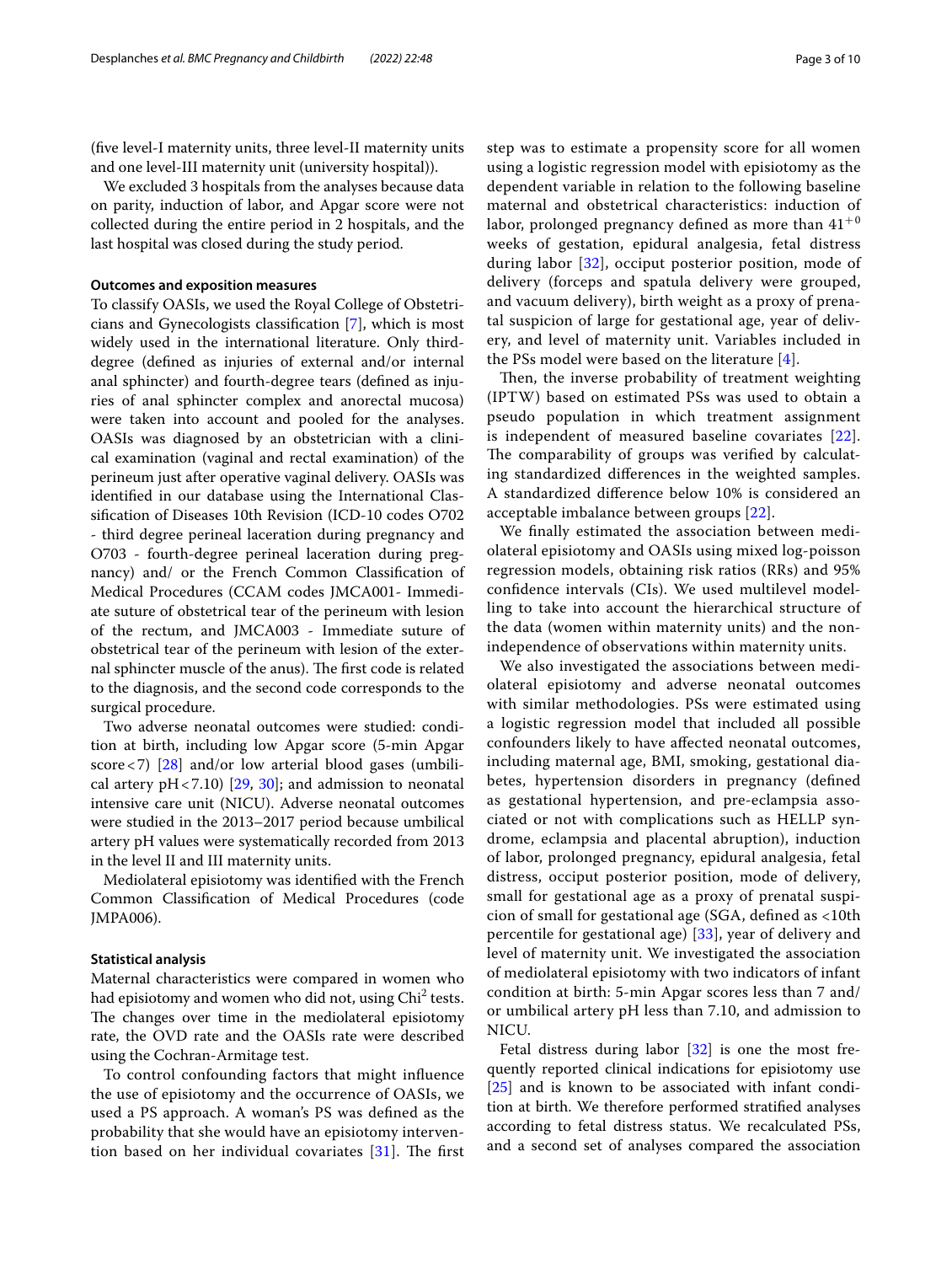(five level-I maternity units, three level-II maternity units and one level-III maternity unit (university hospital)).

We excluded 3 hospitals from the analyses because data on parity, induction of labor, and Apgar score were not collected during the entire period in 2 hospitals, and the last hospital was closed during the study period.

### Outcomes and exposition measures

To classify OASIs, we used the Royal College of Obstetricians and Gynecologists classification [7], which is most widely used in the international literature. Only third-degree (defined as injuries of external and/or internal anal sphincter) and fourth-degree tears (defined as injuries of anal sphincter complex and anorectal mucosa) were taken into account and pooled for the analyses. OASIs was diagnosed by an obstetrician with a clinical examination (vaginal and rectal examination) of the perineum just after operative vaginal delivery. OASIs was identified in our database using the International Classification of Diseases 10th Revision (ICD-10 codes O702 - third degree perineal laceration during pregnancy and O703 - fourth-degree perineal laceration during pregnancy) and/ or the French Common Classification of Medical Procedures (CCAM codes JMCA001- Immediate suture of obstetrical tear of the perineum with lesion of the rectum, and JMCA003 - Immediate suture of obstetrical tear of the perineum with lesion of the external sphincter muscle of the anus). The first code is related to the diagnosis, and the second code corresponds to the surgical procedure.

Two adverse neonatal outcomes were studied: condition at birth, including low Apgar score (5-min Apgar score < 7) [28] and/or low arterial blood gases (umbilical artery pH < 7.10) [29, 30]; and admission to neonatal intensive care unit (NICU). Adverse neonatal outcomes were studied in the 2013–2017 period because umbilical artery pH values were systematically recorded from 2013 in the level II and III maternity units.

Mediolateral episiotomy was identified with the French Common Classification of Medical Procedures (code JMPA006).

### Statistical analysis

Maternal characteristics were compared in women who had episiotomy and women who did not, using Chi$^2$ tests. The changes over time in the mediolateral episiotomy rate, the OVD rate and the OASIs rate were described using the Cochran-Armitage test.

To control confounding factors that might influence the use of episiotomy and the occurrence of OASIs, we used a PS approach. A woman's PS was defined as the probability that she would have an episiotomy intervention based on her individual covariates [31]. The first step was to estimate a propensity score for all women using a logistic regression model with episiotomy as the dependent variable in relation to the following baseline maternal and obstetrical characteristics: induction of labor, prolonged pregnancy defined as more than $41^{+0}$ weeks of gestation, epidural analgesia, fetal distress during labor [32], occiput posterior position, mode of delivery (forceps and spatula delivery were grouped, and vacuum delivery), birth weight as a proxy of prenatal suspicion of large for gestational age, year of delivery, and level of maternity unit. Variables included in the PSs model were based on the literature [4].

Then, the inverse probability of treatment weighting (IPTW) based on estimated PSs was used to obtain a pseudo population in which treatment assignment is independent of measured baseline covariates [22]. The comparability of groups was verified by calculating standardized differences in the weighted samples. A standardized difference below 10% is considered an acceptable imbalance between groups [22].

We finally estimated the association between mediolateral episiotomy and OASIs using mixed log-poisson regression models, obtaining risk ratios (RRs) and 95% confidence intervals (CIs). We used multilevel modelling to take into account the hierarchical structure of the data (women within maternity units) and the non-independence of observations within maternity units.

We also investigated the associations between mediolateral episiotomy and adverse neonatal outcomes with similar methodologies. PSs were estimated using a logistic regression model that included all possible confounders likely to have affected neonatal outcomes, including maternal age, BMI, smoking, gestational diabetes, hypertension disorders in pregnancy (defined as gestational hypertension, and pre-eclampsia associated or not with complications such as HELLP syndrome, eclampsia and placental abruption), induction of labor, prolonged pregnancy, epidural analgesia, fetal distress, occiput posterior position, mode of delivery, small for gestational age as a proxy of prenatal suspicion of small for gestational age (SGA, defined as <10th percentile for gestational age) [33], year of delivery and level of maternity unit. We investigated the association of mediolateral episiotomy with two indicators of infant condition at birth: 5-min Apgar scores less than 7 and/or umbilical artery pH less than 7.10, and admission to NICU.

Fetal distress during labor [32] is one the most frequently reported clinical indications for episiotomy use [25] and is known to be associated with infant condition at birth. We therefore performed stratified analyses according to fetal distress status. We recalculated PSs, and a second set of analyses compared the association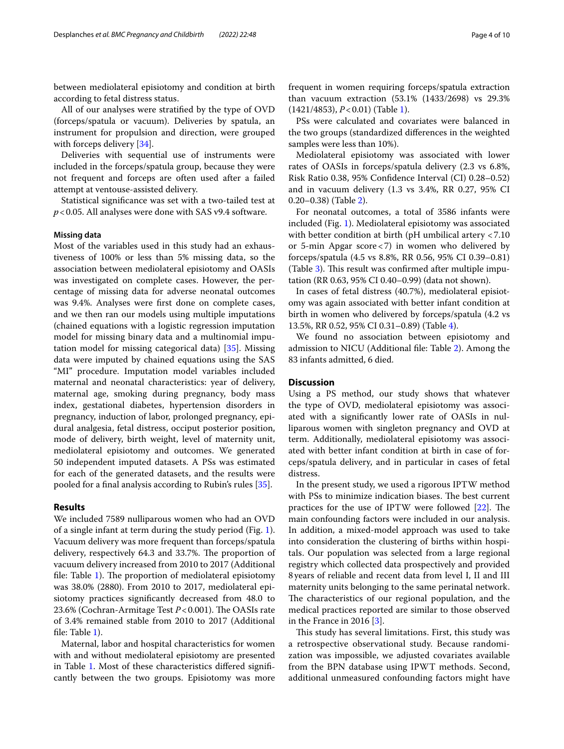between mediolateral episiotomy and condition at birth according to fetal distress status.

All of our analyses were stratified by the type of OVD (forceps/spatula or vacuum). Deliveries by spatula, an instrument for propulsion and direction, were grouped with forceps delivery [34].

Deliveries with sequential use of instruments were included in the forceps/spatula group, because they were not frequent and forceps are often used after a failed attempt at ventouse-assisted delivery.

Statistical significance was set with a two-tailed test at $p<0.05$. All analyses were done with SAS v9.4 software.

#### Missing data

Most of the variables used in this study had an exhaustiveness of 100% or less than 5% missing data, so the association between mediolateral episiotomy and OASIs was investigated on complete cases. However, the percentage of missing data for adverse neonatal outcomes was 9.4%. Analyses were first done on complete cases, and we then ran our models using multiple imputations (chained equations with a logistic regression imputation model for missing binary data and a multinomial imputation model for missing categorical data) [35]. Missing data were imputed by chained equations using the SAS "MI" procedure. Imputation model variables included maternal and neonatal characteristics: year of delivery, maternal age, smoking during pregnancy, body mass index, gestational diabetes, hypertension disorders in pregnancy, induction of labor, prolonged pregnancy, epidural analgesia, fetal distress, occiput posterior position, mode of delivery, birth weight, level of maternity unit, mediolateral episiotomy and outcomes. We generated 50 independent imputed datasets. A PSs was estimated for each of the generated datasets, and the results were pooled for a final analysis according to Rubin's rules [35].

## Results

We included 7589 nulliparous women who had an OVD of a single infant at term during the study period (Fig. 1). Vacuum delivery was more frequent than forceps/spatula delivery, respectively 64.3 and 33.7%. The proportion of vacuum delivery increased from 2010 to 2017 (Additional file: Table 1). The proportion of mediolateral episiotomy was 38.0% (2880). From 2010 to 2017, mediolateral episiotomy practices significantly decreased from 48.0 to 23.6% (Cochran-Armitage Test $P<0.001$). The OASIs rate of 3.4% remained stable from 2010 to 2017 (Additional file: Table 1).

Maternal, labor and hospital characteristics for women with and without mediolateral episiotomy are presented in Table 1. Most of these characteristics differed significantly between the two groups. Episiotomy was more frequent in women requiring forceps/spatula extraction than vacuum extraction (53.1% (1433/2698) vs 29.3% (1421/4853), $P<0.01$) (Table 1).

PSs were calculated and covariates were balanced in the two groups (standardized differences in the weighted samples were less than 10%).

Mediolateral episiotomy was associated with lower rates of OASIs in forceps/spatula delivery (2.3 vs 6.8%, Risk Ratio 0.38, 95% Confidence Interval (CI) 0.28–0.52) and in vacuum delivery (1.3 vs 3.4%, RR 0.27, 95% CI 0.20–0.38) (Table 2).

For neonatal outcomes, a total of 3586 infants were included (Fig. 1). Mediolateral episiotomy was associated with better condition at birth (pH umbilical artery <7.10 or 5-min Apgar score <7) in women who delivered by forceps/spatula (4.5 vs 8.8%, RR 0.56, 95% CI 0.39–0.81) (Table 3). This result was confirmed after multiple imputation (RR 0.63, 95% CI 0.40–0.99) (data not shown).

In cases of fetal distress (40.7%), mediolateral episiotomy was again associated with better infant condition at birth in women who delivered by forceps/spatula (4.2 vs 13.5%, RR 0.52, 95% CI 0.31–0.89) (Table 4).

We found no association between episiotomy and admission to NICU (Additional file: Table 2). Among the 83 infants admitted, 6 died.

## Discussion

Using a PS method, our study shows that whatever the type of OVD, mediolateral episiotomy was associated with a significantly lower rate of OASIs in nulliparous women with singleton pregnancy and OVD at term. Additionally, mediolateral episiotomy was associated with better infant condition at birth in case of forceps/spatula delivery, and in particular in cases of fetal distress.

In the present study, we used a rigorous IPTW method with PSs to minimize indication biases. The best current practices for the use of IPTW were followed [22]. The main confounding factors were included in our analysis. In addition, a mixed-model approach was used to take into consideration the clustering of births within hospitals. Our population was selected from a large regional registry which collected data prospectively and provided 8 years of reliable and recent data from level I, II and III maternity units belonging to the same perinatal network. The characteristics of our regional population, and the medical practices reported are similar to those observed in the France in 2016 [3].

This study has several limitations. First, this study was a retrospective observational study. Because randomization was impossible, we adjusted covariates available from the BPN database using IPWT methods. Second, additional unmeasured confounding factors might have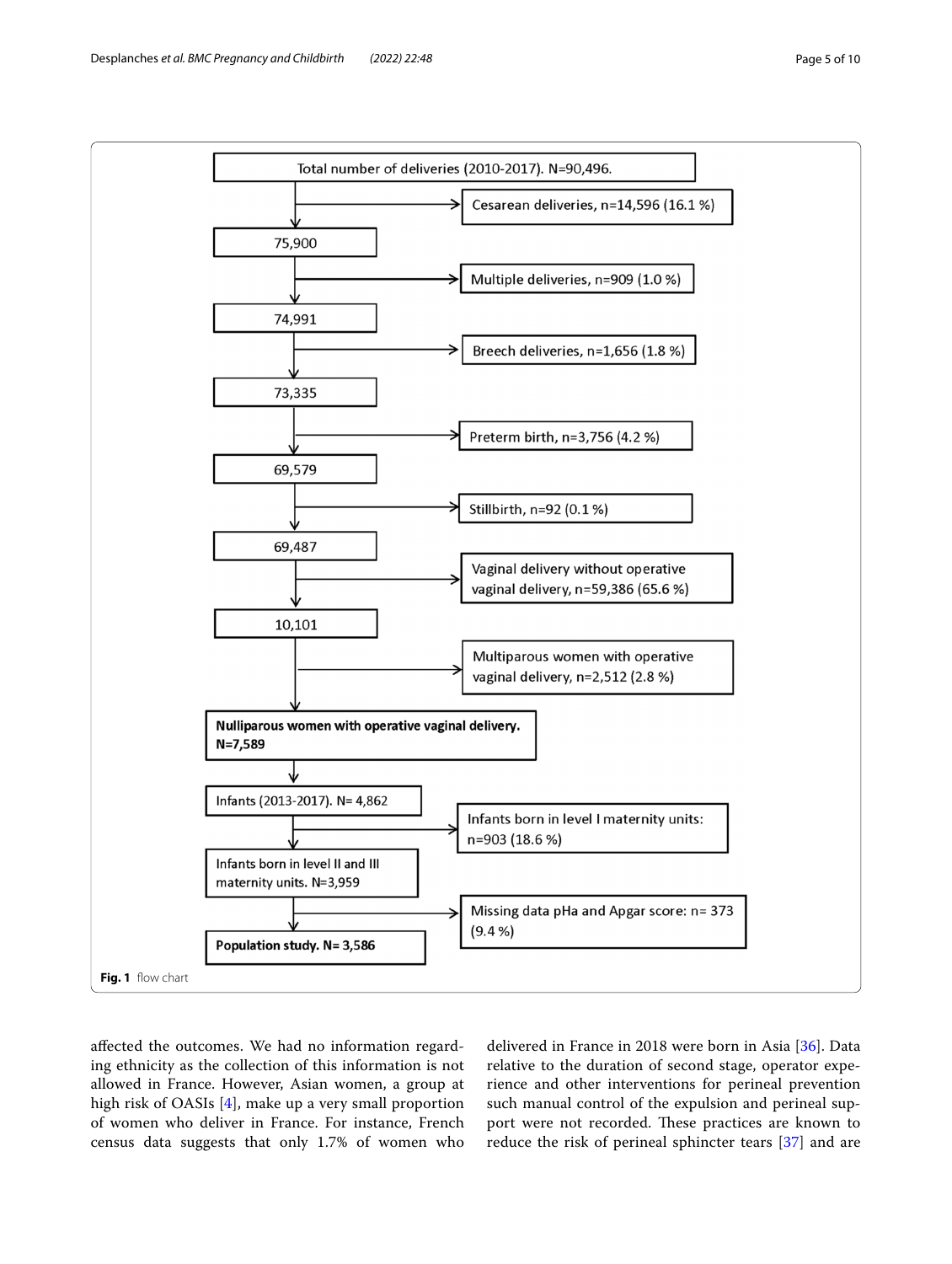Total number of deliveries (2010-2017). N=90,496.

- Cesarean deliveries, n=14,596 (16.1 %)

75,900

- Multiple deliveries, n=909 (1.0 %)

74,991

- Breech deliveries, n=1,656 (1.8 %)

73,335

- Preterm birth, n=3,756 (4.2 %)

69,579

- Stillbirth, n=92 (0.1 %)

69,487

- Vaginal delivery without operative vaginal delivery, n=59,386 (65.6 %)

10,101

- Multiparous women with operative vaginal delivery, n=2,512 (2.8 %)

**Nulliparous women with operative vaginal delivery. N=7,589**

Infants (2013-2017). N= 4,862

- Infants born in level I maternity units: n=903 (18.6 %)

Infants born in level II and III maternity units. N=3,959

- Missing data pHa and Apgar score: n= 373 (9.4 %)

**Population study. N= 3,586**

**Fig. 1** flow chart

affected the outcomes. We had no information regarding ethnicity as the collection of this information is not allowed in France. However, Asian women, a group at high risk of OASIs [4], make up a very small proportion of women who deliver in France. For instance, French census data suggests that only 1.7% of women who delivered in France in 2018 were born in Asia [36]. Data relative to the duration of second stage, operator experience and other interventions for perineal prevention such manual control of the expulsion and perineal support were not recorded. These practices are known to reduce the risk of perineal sphincter tears [37] and are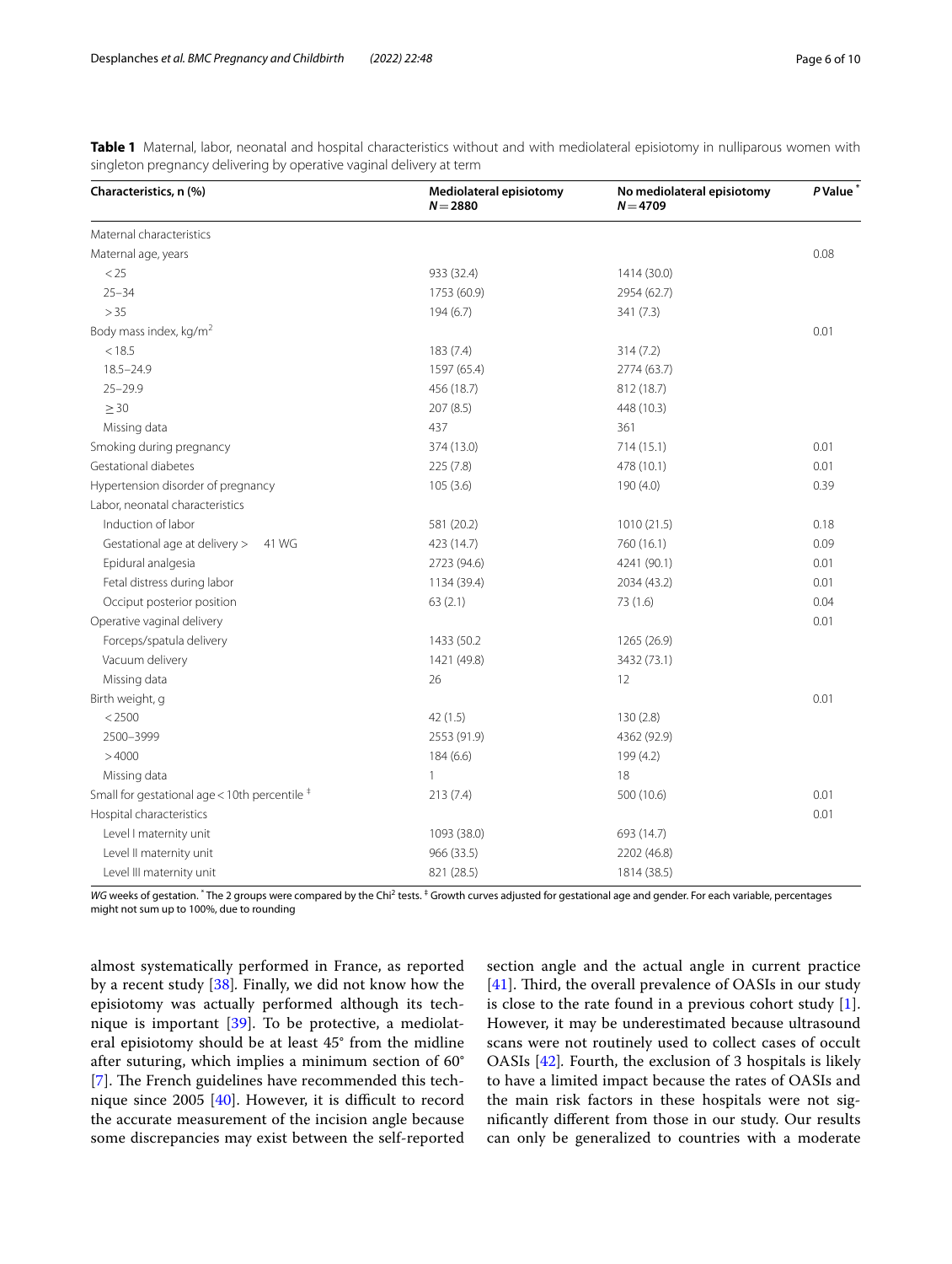**Table 1** Maternal, labor, neonatal and hospital characteristics without and with mediolateral episiotomy in nulliparous women with singleton pregnancy delivering by operative vaginal delivery at term

| Characteristics, n (%) | Mediolateral episiotomy $N = 2880$ | No mediolateral episiotomy $N = 4709$ | *P* Value [*] |
|---|---|---|---|
| Maternal characteristics | | | |
| Maternal age, years | | | 0.08 |
| < 25 | 933 (32.4) | 1414 (30.0) | |
| 25–34 | 1753 (60.9) | 2954 (62.7) | |
| > 35 | 194 (6.7) | 341 (7.3) | |
| Body mass index, kg/m$^2$ | | | 0.01 |
| < 18.5 | 183 (7.4) | 314 (7.2) | |
| 18.5–24.9 | 1597 (65.4) | 2774 (63.7) | |
| 25–29.9 | 456 (18.7) | 812 (18.7) | |
| ≥ 30 | 207 (8.5) | 448 (10.3) | |
| Missing data | 437 | 361 | |
| Smoking during pregnancy | 374 (13.0) | 714 (15.1) | 0.01 |
| Gestational diabetes | 225 (7.8) | 478 (10.1) | 0.01 |
| Hypertension disorder of pregnancy | 105 (3.6) | 190 (4.0) | 0.39 |
| Labor, neonatal characteristics | | | |
| Induction of labor | 581 (20.2) | 1010 (21.5) | 0.18 |
| Gestational age at delivery > 41 WG | 423 (14.7) | 760 (16.1) | 0.09 |
| Epidural analgesia | 2723 (94.6) | 4241 (90.1) | 0.01 |
| Fetal distress during labor | 1134 (39.4) | 2034 (43.2) | 0.01 |
| Occiput posterior position | 63 (2.1) | 73 (1.6) | 0.04 |
| Operative vaginal delivery | | | 0.01 |
| Forceps/spatula delivery | 1433 (50.2 | 1265 (26.9) | |
| Vacuum delivery | 1421 (49.8) | 3432 (73.1) | |
| Missing data | 26 | 12 | |
| Birth weight, g | | | 0.01 |
| < 2500 | 42 (1.5) | 130 (2.8) | |
| 2500–3999 | 2553 (91.9) | 4362 (92.9) | |
| > 4000 | 184 (6.6) | 199 (4.2) | |
| Missing data | 1 | 18 | |
| Small for gestational age < 10th percentile [‡] | 213 (7.4) | 500 (10.6) | 0.01 |
| Hospital characteristics | | | 0.01 |
| Level I maternity unit | 1093 (38.0) | 693 (14.7) | |
| Level II maternity unit | 966 (33.5) | 2202 (46.8) | |
| Level III maternity unit | 821 (28.5) | 1814 (38.5) | |

*WG* weeks of gestation. [*] The 2 groups were compared by the Chi$^2$ tests. [‡] Growth curves adjusted for gestational age and gender. For each variable, percentages might not sum up to 100%, due to rounding

almost systematically performed in France, as reported by a recent study [38]. Finally, we did not know how the episiotomy was actually performed although its technique is important [39]. To be protective, a mediolateral episiotomy should be at least 45° from the midline after suturing, which implies a minimum section of 60° [7]. The French guidelines have recommended this technique since 2005 [40]. However, it is difficult to record the accurate measurement of the incision angle because some discrepancies may exist between the self-reported section angle and the actual angle in current practice [41]. Third, the overall prevalence of OASIs in our study is close to the rate found in a previous cohort study [1]. However, it may be underestimated because ultrasound scans were not routinely used to collect cases of occult OASIs [42]. Fourth, the exclusion of 3 hospitals is likely to have a limited impact because the rates of OASIs and the main risk factors in these hospitals were not significantly different from those in our study. Our results can only be generalized to countries with a moderate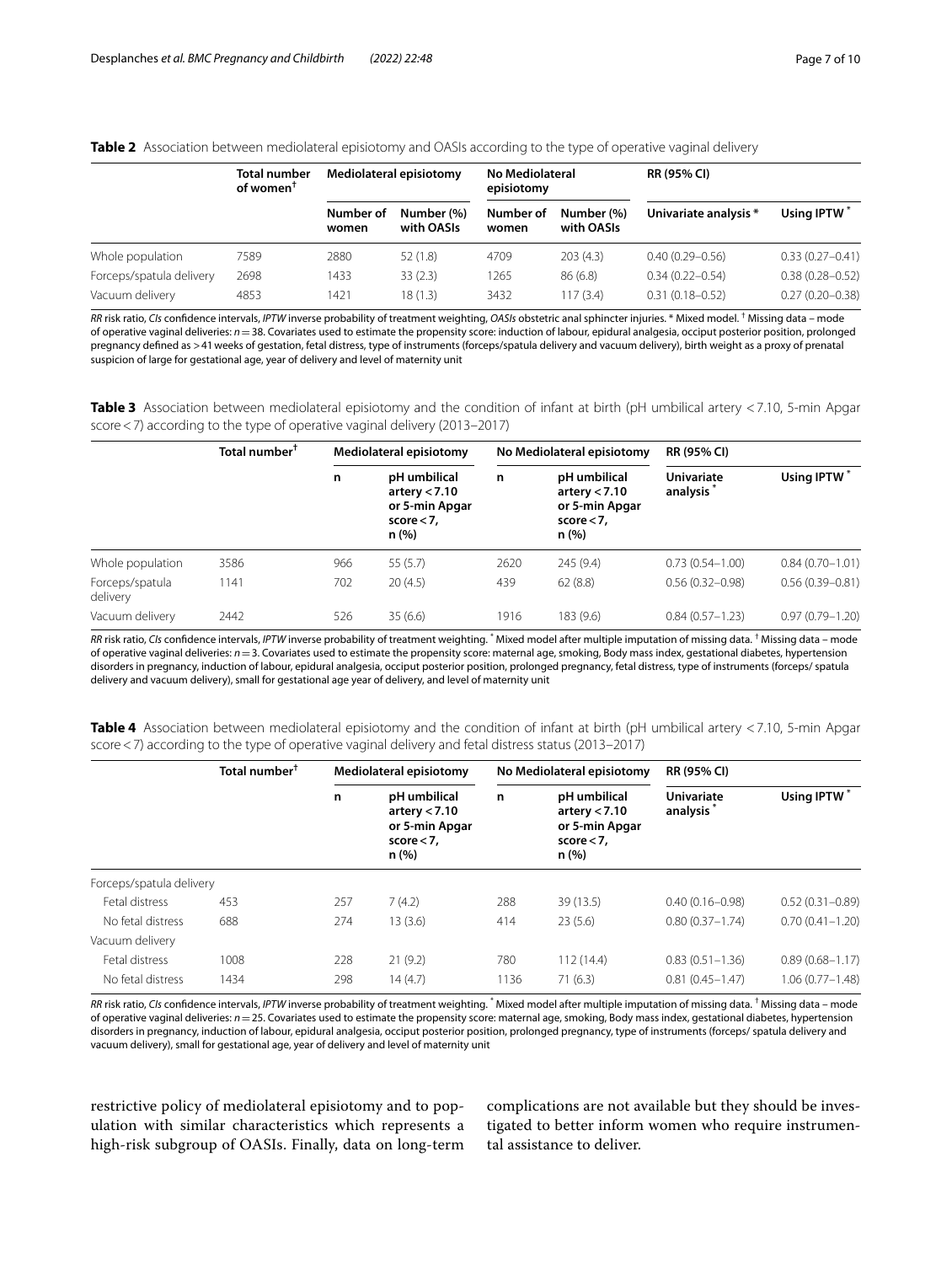**Table 2** Association between mediolateral episiotomy and OASIs according to the type of operative vaginal delivery

| | Total number of women[†] | Mediolateral episiotomy | | No Mediolateral episiotomy | | RR (95% CI) | |
|---|---|---|---|---|---|---|---|
| | | Number of women | Number (%) with OASIs | Number of women | Number (%) with OASIs | Univariate analysis * | Using IPTW * |
| Whole population | 7589 | 2880 | 52 (1.8) | 4709 | 203 (4.3) | 0.40 (0.29–0.56) | 0.33 (0.27–0.41) |
| Forceps/spatula delivery | 2698 | 1433 | 33 (2.3) | 1265 | 86 (6.8) | 0.34 (0.22–0.54) | 0.38 (0.28–0.52) |
| Vacuum delivery | 4853 | 1421 | 18 (1.3) | 3432 | 117 (3.4) | 0.31 (0.18–0.52) | 0.27 (0.20–0.38) |

*RR* risk ratio, *CIs* confidence intervals, *IPTW* inverse probability of treatment weighting, *OASIs* obstetric anal sphincter injuries. * Mixed model. [†] Missing data – mode of operative vaginal deliveries: *n* = 38. Covariates used to estimate the propensity score: induction of labour, epidural analgesia, occiput posterior position, prolonged pregnancy defined as > 41 weeks of gestation, fetal distress, type of instruments (forceps/spatula delivery and vacuum delivery), birth weight as a proxy of prenatal suspicion of large for gestational age, year of delivery and level of maternity unit

**Table 3** Association between mediolateral episiotomy and the condition of infant at birth (pH umbilical artery < 7.10, 5-min Apgar score < 7) according to the type of operative vaginal delivery (2013–2017)

| | Total number[†] | Mediolateral episiotomy | | No Mediolateral episiotomy | | RR (95% CI) | |
|---|---|---|---|---|---|---|---|
| | | n | pH umbilical artery < 7.10 or 5-min Apgar score < 7, n (%) | n | pH umbilical artery < 7.10 or 5-min Apgar score < 7, n (%) | Univariate analysis * | Using IPTW * |
| Whole population | 3586 | 966 | 55 (5.7) | 2620 | 245 (9.4) | 0.73 (0.54–1.00) | 0.84 (0.70–1.01) |
| Forceps/spatula delivery | 1141 | 702 | 20 (4.5) | 439 | 62 (8.8) | 0.56 (0.32–0.98) | 0.56 (0.39–0.81) |
| Vacuum delivery | 2442 | 526 | 35 (6.6) | 1916 | 183 (9.6) | 0.84 (0.57–1.23) | 0.97 (0.79–1.20) |

*RR* risk ratio, *CIs* confidence intervals, *IPTW* inverse probability of treatment weighting. * Mixed model after multiple imputation of missing data. [†] Missing data – mode of operative vaginal deliveries: *n* = 3. Covariates used to estimate the propensity score: maternal age, smoking, Body mass index, gestational diabetes, hypertension disorders in pregnancy, induction of labour, epidural analgesia, occiput posterior position, prolonged pregnancy, fetal distress, type of instruments (forceps/ spatula delivery and vacuum delivery), small for gestational age year of delivery, and level of maternity unit

**Table 4** Association between mediolateral episiotomy and the condition of infant at birth (pH umbilical artery < 7.10, 5-min Apgar score < 7) according to the type of operative vaginal delivery and fetal distress status (2013–2017)

| | Total number[†] | Mediolateral episiotomy | | No Mediolateral episiotomy | | RR (95% CI) | |
|---|---|---|---|---|---|---|---|
| | | n | pH umbilical artery < 7.10 or 5-min Apgar score < 7, n (%) | n | pH umbilical artery < 7.10 or 5-min Apgar score < 7, n (%) | Univariate analysis * | Using IPTW * |
| Forceps/spatula delivery | | | | | | | |
| Fetal distress | 453 | 257 | 7 (4.2) | 288 | 39 (13.5) | 0.40 (0.16–0.98) | 0.52 (0.31–0.89) |
| No fetal distress | 688 | 274 | 13 (3.6) | 414 | 23 (5.6) | 0.80 (0.37–1.74) | 0.70 (0.41–1.20) |
| Vacuum delivery | | | | | | | |
| Fetal distress | 1008 | 228 | 21 (9.2) | 780 | 112 (14.4) | 0.83 (0.51–1.36) | 0.89 (0.68–1.17) |
| No fetal distress | 1434 | 298 | 14 (4.7) | 1136 | 71 (6.3) | 0.81 (0.45–1.47) | 1.06 (0.77–1.48) |

*RR* risk ratio, *CIs* confidence intervals, *IPTW* inverse probability of treatment weighting. * Mixed model after multiple imputation of missing data. [†] Missing data – mode of operative vaginal deliveries: *n* = 25. Covariates used to estimate the propensity score: maternal age, smoking, Body mass index, gestational diabetes, hypertension disorders in pregnancy, induction of labour, epidural analgesia, occiput posterior position, prolonged pregnancy, type of instruments (forceps/ spatula delivery and vacuum delivery), small for gestational age, year of delivery and level of maternity unit

restrictive policy of mediolateral episiotomy and to population with similar characteristics which represents a high-risk subgroup of OASIs. Finally, data on long-term complications are not available but they should be investigated to better inform women who require instrumental assistance to deliver.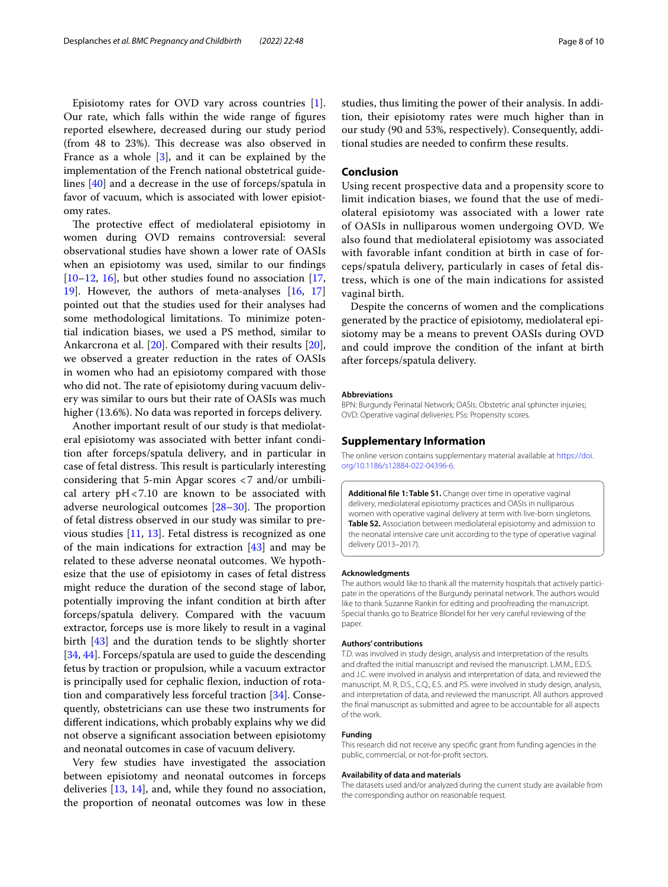Episiotomy rates for OVD vary across countries [1]. Our rate, which falls within the wide range of figures reported elsewhere, decreased during our study period (from 48 to 23%). This decrease was also observed in France as a whole [3], and it can be explained by the implementation of the French national obstetrical guidelines [40] and a decrease in the use of forceps/spatula in favor of vacuum, which is associated with lower episiotomy rates.

The protective effect of mediolateral episiotomy in women during OVD remains controversial: several observational studies have shown a lower rate of OASIs when an episiotomy was used, similar to our findings [10–12, 16], but other studies found no association [17, 19]. However, the authors of meta-analyses [16, 17] pointed out that the studies used for their analyses had some methodological limitations. To minimize potential indication biases, we used a PS method, similar to Ankarcrona et al. [20]. Compared with their results [20], we observed a greater reduction in the rates of OASIs in women who had an episiotomy compared with those who did not. The rate of episiotomy during vacuum delivery was similar to ours but their rate of OASIs was much higher (13.6%). No data was reported in forceps delivery.

Another important result of our study is that mediolateral episiotomy was associated with better infant condition after forceps/spatula delivery, and in particular in case of fetal distress. This result is particularly interesting considering that 5-min Apgar scores <7 and/or umbilical artery pH<7.10 are known to be associated with adverse neurological outcomes [28–30]. The proportion of fetal distress observed in our study was similar to previous studies [11, 13]. Fetal distress is recognized as one of the main indications for extraction [43] and may be related to these adverse neonatal outcomes. We hypothesize that the use of episiotomy in cases of fetal distress might reduce the duration of the second stage of labor, potentially improving the infant condition at birth after forceps/spatula delivery. Compared with the vacuum extractor, forceps use is more likely to result in a vaginal birth [43] and the duration tends to be slightly shorter [34, 44]. Forceps/spatula are used to guide the descending fetus by traction or propulsion, while a vacuum extractor is principally used for cephalic flexion, induction of rotation and comparatively less forceful traction [34]. Consequently, obstetricians can use these two instruments for different indications, which probably explains why we did not observe a significant association between episiotomy and neonatal outcomes in case of vacuum delivery.

Very few studies have investigated the association between episiotomy and neonatal outcomes in forceps deliveries [13, 14], and, while they found no association, the proportion of neonatal outcomes was low in these studies, thus limiting the power of their analysis. In addition, their episiotomy rates were much higher than in our study (90 and 53%, respectively). Consequently, additional studies are needed to confirm these results.

## Conclusion

Using recent prospective data and a propensity score to limit indication biases, we found that the use of mediolateral episiotomy was associated with a lower rate of OASIs in nulliparous women undergoing OVD. We also found that mediolateral episiotomy was associated with favorable infant condition at birth in case of forceps/spatula delivery, particularly in cases of fetal distress, which is one of the main indications for assisted vaginal birth.

Despite the concerns of women and the complications generated by the practice of episiotomy, mediolateral episiotomy may be a means to prevent OASIs during OVD and could improve the condition of the infant at birth after forceps/spatula delivery.

#### Abbreviations

BPN: Burgundy Perinatal Network; OASIs: Obstetric anal sphincter injuries; OVD: Operative vaginal deliveries; PSs: Propensity scores.

## Supplementary Information

The online version contains supplementary material available at https://doi.org/10.1186/s12884-022-04396-6.

**Additional file 1: Table S1.** Change over time in operative vaginal delivery, mediolateral episiotomy practices and OASIs in nulliparous women with operative vaginal delivery at term with live-born singletons. **Table S2.** Association between mediolateral episiotomy and admission to the neonatal intensive care unit according to the type of operative vaginal delivery (2013–2017).

#### Acknowledgments

The authors would like to thank all the maternity hospitals that actively participate in the operations of the Burgundy perinatal network. The authors would like to thank Suzanne Rankin for editing and proofreading the manuscript. Special thanks go to Beatrice Blondel for her very careful reviewing of the paper.

#### Authors' contributions

T.D. was involved in study design, analysis and interpretation of the results and drafted the initial manuscript and revised the manuscript. L.M.M., E.D.S. and J.C. were involved in analysis and interpretation of data, and reviewed the manuscript. M. R, D.S., C.Q., E.S. and P.S. were involved in study design, analysis, and interpretation of data, and reviewed the manuscript. All authors approved the final manuscript as submitted and agree to be accountable for all aspects of the work.

#### Funding

This research did not receive any specific grant from funding agencies in the public, commercial, or not-for-profit sectors.

#### Availability of data and materials

The datasets used and/or analyzed during the current study are available from the corresponding author on reasonable request.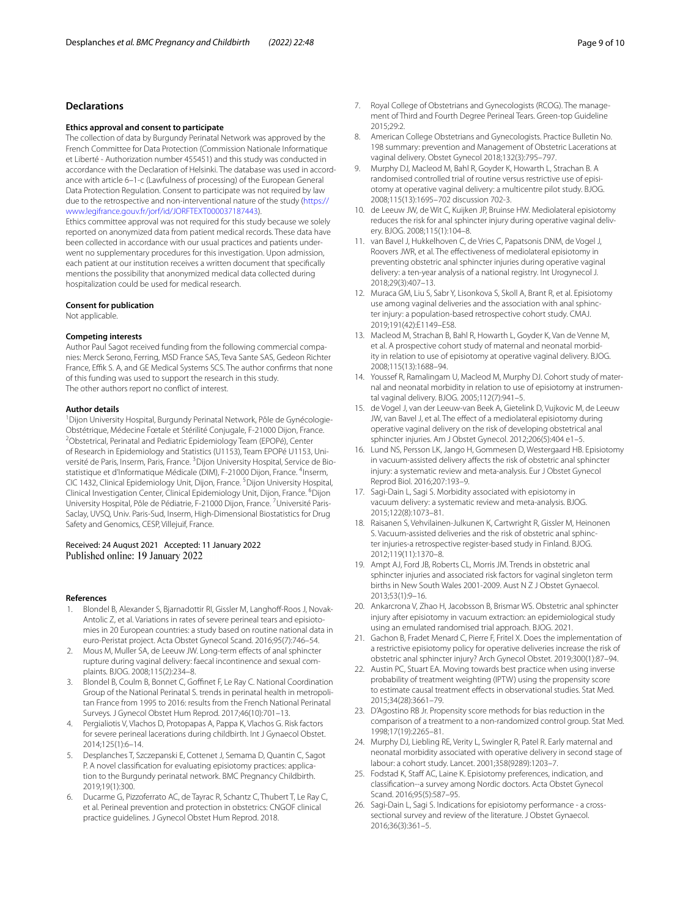## Declarations

### Ethics approval and consent to participate

The collection of data by Burgundy Perinatal Network was approved by the French Committee for Data Protection (Commission Nationale Informatique et Liberté - Authorization number 455451) and this study was conducted in accordance with the Declaration of Helsinki. The database was used in accordance with article 6–1-c (Lawfulness of processing) of the European General Data Protection Regulation. Consent to participate was not required by law due to the retrospective and non-interventional nature of the study (https://www.legifrance.gouv.fr/jorf/id/JORFTEXT000037187443).

Ethics committee approval was not required for this study because we solely reported on anonymized data from patient medical records. These data have been collected in accordance with our usual practices and patients underwent no supplementary procedures for this investigation. Upon admission, each patient at our institution receives a written document that specifically mentions the possibility that anonymized medical data collected during hospitalization could be used for medical research.

### Consent for publication

Not applicable.

### Competing interests

Author Paul Sagot received funding from the following commercial companies: Merck Serono, Ferring, MSD France SAS, Teva Sante SAS, Gedeon Richter France, Effik S. A, and GE Medical Systems SCS. The author confirms that none of this funding was used to support the research in this study.

The other authors report no conflict of interest.

### Author details

[1]Dijon University Hospital, Burgundy Perinatal Network, Pôle de Gynécologie-Obstétrique, Médecine Fœtale et Stérilité Conjugale, F-21000 Dijon, France. [2]Obstetrical, Perinatal and Pediatric Epidemiology Team (EPOPé), Center of Research in Epidemiology and Statistics (U1153), Team EPOPé U1153, Université de Paris, Inserm, Paris, France. [3]Dijon University Hospital, Service de Biostatistique et d'Informatique Médicale (DIM), F-21000 Dijon, France. [4]Inserm, CIC 1432, Clinical Epidemiology Unit, Dijon, France. [5]Dijon University Hospital, Clinical Investigation Center, Clinical Epidemiology Unit, Dijon, France. [6]Dijon University Hospital, Pôle de Pédiatrie, F-21000 Dijon, France. [7]Université Paris-Saclay, UVSQ, Univ. Paris-Sud, Inserm, High-Dimensional Biostatistics for Drug Safety and Genomics, CESP, Villejuif, France.

Received: 24 August 2021 Accepted: 11 January 2022
Published online: 19 January 2022

## References

1. Blondel B, Alexander S, Bjarnadottir RI, Gissler M, Langhoff-Roos J, Novak-Antolic Z, et al. Variations in rates of severe perineal tears and episiotomies in 20 European countries: a study based on routine national data in euro-Peristat project. Acta Obstet Gynecol Scand. 2016;95(7):746–54.
2. Mous M, Muller SA, de Leeuw JW. Long-term effects of anal sphincter rupture during vaginal delivery: faecal incontinence and sexual complaints. BJOG. 2008;115(2):234–8.
3. Blondel B, Coulm B, Bonnet C, Goffinet F, Le Ray C. National Coordination Group of the National Perinatal S. trends in perinatal health in metropolitan France from 1995 to 2016: results from the French National Perinatal Surveys. J Gynecol Obstet Hum Reprod. 2017;46(10):701–13.
4. Pergialiotis V, Vlachos D, Protopapas A, Pappa K, Vlachos G. Risk factors for severe perineal lacerations during childbirth. Int J Gynaecol Obstet. 2014;125(1):6–14.
5. Desplanches T, Szczepanski E, Cottenet J, Semama D, Quantin C, Sagot P. A novel classification for evaluating episiotomy practices: application to the Burgundy perinatal network. BMC Pregnancy Childbirth. 2019;19(1):300.
6. Ducarme G, Pizzoferrato AC, de Tayrac R, Schantz C, Thubert T, Le Ray C, et al. Perineal prevention and protection in obstetrics: CNGOF clinical practice guidelines. J Gynecol Obstet Hum Reprod. 2018.
7. Royal College of Obstetrians and Gynecologists (RCOG). The management of Third and Fourth Degree Perineal Tears. Green-top Guideline 2015;29:2.
8. American College Obstetrians and Gynecologists. Practice Bulletin No. 198 summary: prevention and Management of Obstetric Lacerations at vaginal delivery. Obstet Gynecol 2018;132(3):795–797.
9. Murphy DJ, Macleod M, Bahl R, Goyder K, Howarth L, Strachan B. A randomised controlled trial of routine versus restrictive use of episiotomy at operative vaginal delivery: a multicentre pilot study. BJOG. 2008;115(13):1695–702 discussion 702-3.
10. de Leeuw JW, de Wit C, Kuijken JP, Bruinse HW. Mediolateral episiotomy reduces the risk for anal sphincter injury during operative vaginal delivery. BJOG. 2008;115(1):104–8.
11. van Bavel J, Hukkelhoven C, de Vries C, Papatsonis DNM, de Vogel J, Roovers JWR, et al. The effectiveness of mediolateral episiotomy in preventing obstetric anal sphincter injuries during operative vaginal delivery: a ten-year analysis of a national registry. Int Urogynecol J. 2018;29(3):407–13.
12. Muraca GM, Liu S, Sabr Y, Lisonkova S, Skoll A, Brant R, et al. Episiotomy use among vaginal deliveries and the association with anal sphincter injury: a population-based retrospective cohort study. CMAJ. 2019;191(42):E1149–E58.
13. Macleod M, Strachan B, Bahl R, Howarth L, Goyder K, Van de Venne M, et al. A prospective cohort study of maternal and neonatal morbidity in relation to use of episiotomy at operative vaginal delivery. BJOG. 2008;115(13):1688–94.
14. Youssef R, Ramalingam U, Macleod M, Murphy DJ. Cohort study of maternal and neonatal morbidity in relation to use of episiotomy at instrumental vaginal delivery. BJOG. 2005;112(7):941–5.
15. de Vogel J, van der Leeuw-van Beek A, Gietelink D, Vujkovic M, de Leeuw JW, van Bavel J, et al. The effect of a mediolateral episiotomy during operative vaginal delivery on the risk of developing obstetrical anal sphincter injuries. Am J Obstet Gynecol. 2012;206(5):404 e1–5.
16. Lund NS, Persson LK, Jango H, Gommesen D, Westergaard HB. Episiotomy in vacuum-assisted delivery affects the risk of obstetric anal sphincter injury: a systematic review and meta-analysis. Eur J Obstet Gynecol Reprod Biol. 2016;207:193–9.
17. Sagi-Dain L, Sagi S. Morbidity associated with episiotomy in vacuum delivery: a systematic review and meta-analysis. BJOG. 2015;122(8):1073–81.
18. Raisanen S, Vehvilainen-Julkunen K, Cartwright R, Gissler M, Heinonen S. Vacuum-assisted deliveries and the risk of obstetric anal sphincter injuries-a retrospective register-based study in Finland. BJOG. 2012;119(11):1370–8.
19. Ampt AJ, Ford JB, Roberts CL, Morris JM. Trends in obstetric anal sphincter injuries and associated risk factors for vaginal singleton term births in New South Wales 2001-2009. Aust N Z J Obstet Gynaecol. 2013;53(1):9–16.
20. Ankarcrona V, Zhao H, Jacobsson B, Brismar WS. Obstetric anal sphincter injury after episiotomy in vacuum extraction: an epidemiological study using an emulated randomised trial approach. BJOG. 2021.
21. Gachon B, Fradet Menard C, Pierre F, Fritel X. Does the implementation of a restrictive episiotomy policy for operative deliveries increase the risk of obstetric anal sphincter injury? Arch Gynecol Obstet. 2019;300(1):87–94.
22. Austin PC, Stuart EA. Moving towards best practice when using inverse probability of treatment weighting (IPTW) using the propensity score to estimate causal treatment effects in observational studies. Stat Med. 2015;34(28):3661–79.
23. D'Agostino RB Jr. Propensity score methods for bias reduction in the comparison of a treatment to a non-randomized control group. Stat Med. 1998;17(19):2265–81.
24. Murphy DJ, Liebling RE, Verity L, Swingler R, Patel R. Early maternal and neonatal morbidity associated with operative delivery in second stage of labour: a cohort study. Lancet. 2001;358(9289):1203–7.
25. Fodstad K, Staff AC, Laine K. Episiotomy preferences, indication, and classification--a survey among Nordic doctors. Acta Obstet Gynecol Scand. 2016;95(5):587–95.
26. Sagi-Dain L, Sagi S. Indications for episiotomy performance - a cross-sectional survey and review of the literature. J Obstet Gynaecol. 2016;36(3):361–5.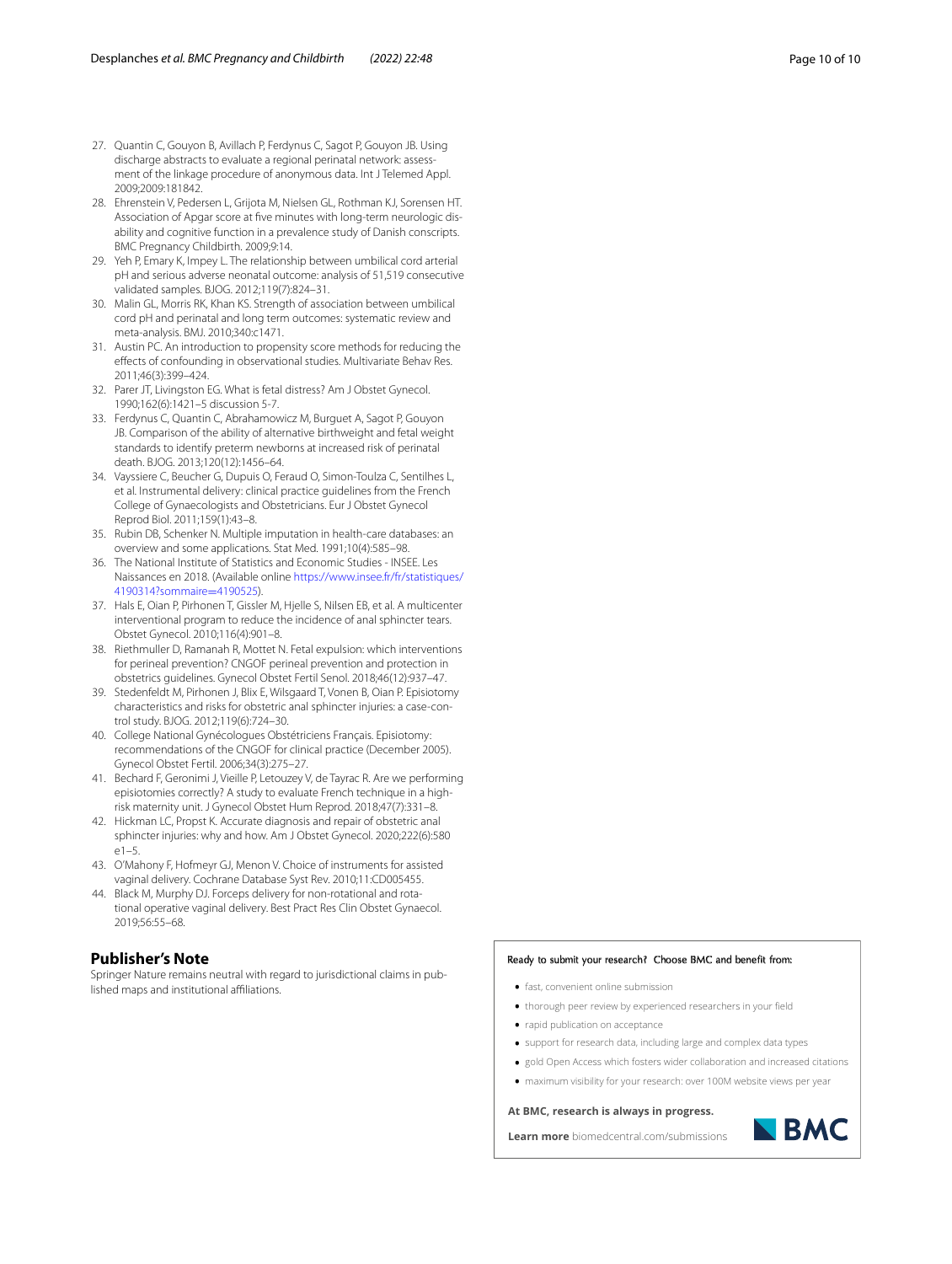27. Quantin C, Gouyon B, Avillach P, Ferdynus C, Sagot P, Gouyon JB. Using discharge abstracts to evaluate a regional perinatal network: assessment of the linkage procedure of anonymous data. Int J Telemed Appl. 2009;2009:181842.
28. Ehrenstein V, Pedersen L, Grijota M, Nielsen GL, Rothman KJ, Sorensen HT. Association of Apgar score at five minutes with long-term neurologic disability and cognitive function in a prevalence study of Danish conscripts. BMC Pregnancy Childbirth. 2009;9:14.
29. Yeh P, Emary K, Impey L. The relationship between umbilical cord arterial pH and serious adverse neonatal outcome: analysis of 51,519 consecutive validated samples. BJOG. 2012;119(7):824–31.
30. Malin GL, Morris RK, Khan KS. Strength of association between umbilical cord pH and perinatal and long term outcomes: systematic review and meta-analysis. BMJ. 2010;340:c1471.
31. Austin PC. An introduction to propensity score methods for reducing the effects of confounding in observational studies. Multivariate Behav Res. 2011;46(3):399–424.
32. Parer JT, Livingston EG. What is fetal distress? Am J Obstet Gynecol. 1990;162(6):1421–5 discussion 5-7.
33. Ferdynus C, Quantin C, Abrahamowicz M, Burguet A, Sagot P, Gouyon JB. Comparison of the ability of alternative birthweight and fetal weight standards to identify preterm newborns at increased risk of perinatal death. BJOG. 2013;120(12):1456–64.
34. Vayssiere C, Beucher G, Dupuis O, Feraud O, Simon-Toulza C, Sentilhes L, et al. Instrumental delivery: clinical practice guidelines from the French College of Gynaecologists and Obstetricians. Eur J Obstet Gynecol Reprod Biol. 2011;159(1):43–8.
35. Rubin DB, Schenker N. Multiple imputation in health-care databases: an overview and some applications. Stat Med. 1991;10(4):585–98.
36. The National Institute of Statistics and Economic Studies - INSEE. Les Naissances en 2018. (Available online https://www.insee.fr/fr/statistiques/4190314?sommaire=4190525).
37. Hals E, Oian P, Pirhonen T, Gissler M, Hjelle S, Nilsen EB, et al. A multicenter interventional program to reduce the incidence of anal sphincter tears. Obstet Gynecol. 2010;116(4):901–8.
38. Riethmuller D, Ramanah R, Mottet N. Fetal expulsion: which interventions for perineal prevention? CNGOF perineal prevention and protection in obstetrics guidelines. Gynecol Obstet Fertil Senol. 2018;46(12):937–47.
39. Stedenfeldt M, Pirhonen J, Blix E, Wilsgaard T, Vonen B, Oian P. Episiotomy characteristics and risks for obstetric anal sphincter injuries: a case-control study. BJOG. 2012;119(6):724–30.
40. College National Gynécologues Obstétriciens Français. Episiotomy: recommendations of the CNGOF for clinical practice (December 2005). Gynecol Obstet Fertil. 2006;34(3):275–27.
41. Bechard F, Geronimi J, Vieille P, Letouzey V, de Tayrac R. Are we performing episiotomies correctly? A study to evaluate French technique in a high-risk maternity unit. J Gynecol Obstet Hum Reprod. 2018;47(7):331–8.
42. Hickman LC, Propst K. Accurate diagnosis and repair of obstetric anal sphincter injuries: why and how. Am J Obstet Gynecol. 2020;222(6):580 e1–5.
43. O'Mahony F, Hofmeyr GJ, Menon V. Choice of instruments for assisted vaginal delivery. Cochrane Database Syst Rev. 2010;11:CD005455.
44. Black M, Murphy DJ. Forceps delivery for non-rotational and rotational operative vaginal delivery. Best Pract Res Clin Obstet Gynaecol. 2019;56:55–68.

## Publisher's Note

Springer Nature remains neutral with regard to jurisdictional claims in published maps and institutional affiliations.

Ready to submit your research? Choose BMC and benefit from:

- fast, convenient online submission
- thorough peer review by experienced researchers in your field
- rapid publication on acceptance
- support for research data, including large and complex data types
- gold Open Access which fosters wider collaboration and increased citations
- maximum visibility for your research: over 100M website views per year

**At BMC, research is always in progress.**

**Learn more** biomedcentral.com/submissions

BMC